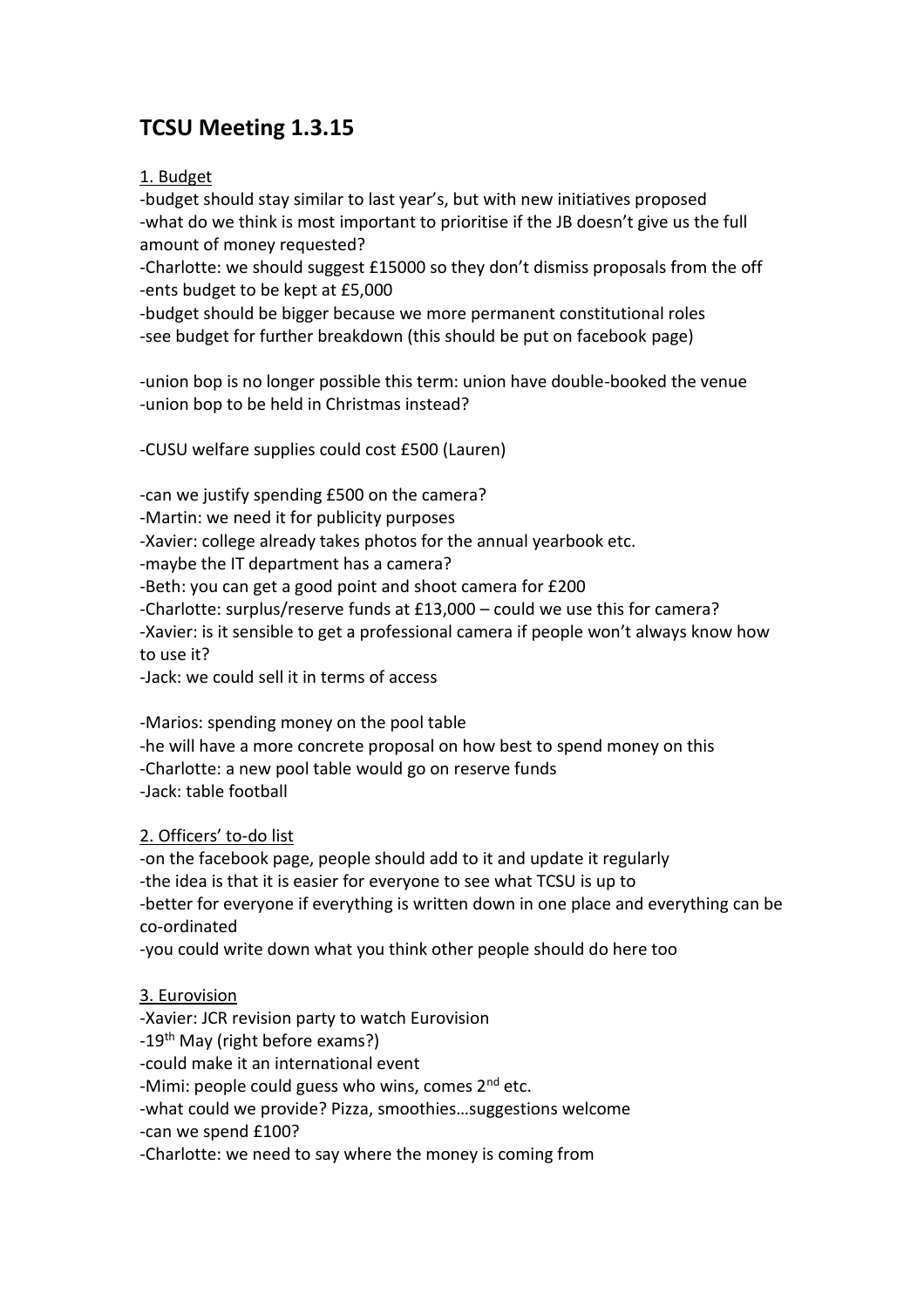# TCSU Meeting 1.3.15

1. Budget

-budget should stay similar to last year's, but with new initiatives proposed
-what do we think is most important to prioritise if the JB doesn't give us the full amount of money requested?
-Charlotte: we should suggest £15000 so they don't dismiss proposals from the off
-ents budget to be kept at £5,000
-budget should be bigger because we more permanent constitutional roles
-see budget for further breakdown (this should be put on facebook page)

-union bop is no longer possible this term: union have double-booked the venue
-union bop to be held in Christmas instead?

-CUSU welfare supplies could cost £500 (Lauren)

-can we justify spending £500 on the camera?
-Martin: we need it for publicity purposes
-Xavier: college already takes photos for the annual yearbook etc.
-maybe the IT department has a camera?
-Beth: you can get a good point and shoot camera for £200
-Charlotte: surplus/reserve funds at £13,000 – could we use this for camera?
-Xavier: is it sensible to get a professional camera if people won't always know how to use it?
-Jack: we could sell it in terms of access

-Marios: spending money on the pool table
-he will have a more concrete proposal on how best to spend money on this
-Charlotte: a new pool table would go on reserve funds
-Jack: table football

2. Officers' to-do list

-on the facebook page, people should add to it and update it regularly
-the idea is that it is easier for everyone to see what TCSU is up to
-better for everyone if everything is written down in one place and everything can be co-ordinated
-you could write down what you think other people should do here too

3. Eurovision

-Xavier: JCR revision party to watch Eurovision
-19th May (right before exams?)
-could make it an international event
-Mimi: people could guess who wins, comes 2nd etc.
-what could we provide? Pizza, smoothies…suggestions welcome
-can we spend £100?
-Charlotte: we need to say where the money is coming from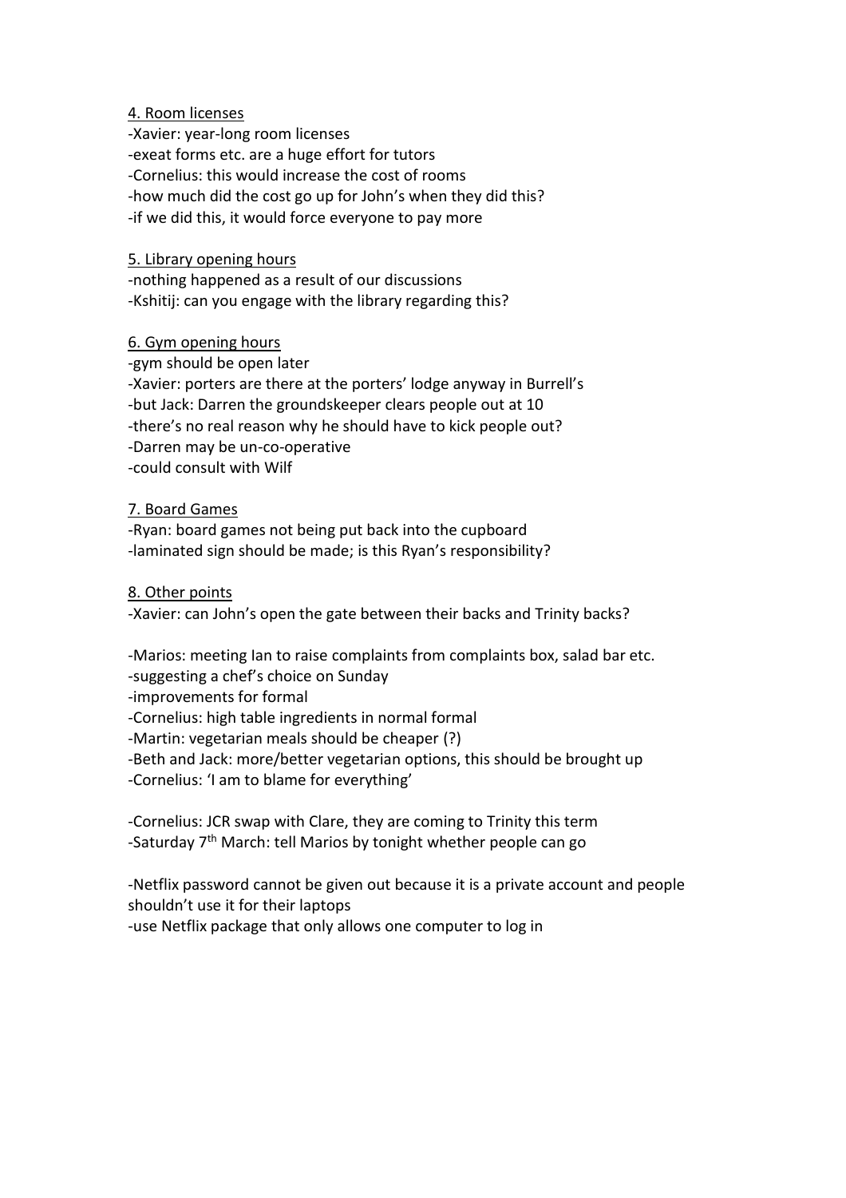4. Room licenses

-Xavier: year-long room licenses
-exeat forms etc. are a huge effort for tutors
-Cornelius: this would increase the cost of rooms
-how much did the cost go up for John's when they did this?
-if we did this, it would force everyone to pay more

5. Library opening hours

-nothing happened as a result of our discussions
-Kshitij: can you engage with the library regarding this?

6. Gym opening hours

-gym should be open later
-Xavier: porters are there at the porters' lodge anyway in Burrell's
-but Jack: Darren the groundskeeper clears people out at 10
-there's no real reason why he should have to kick people out?
-Darren may be un-co-operative
-could consult with Wilf

7. Board Games

-Ryan: board games not being put back into the cupboard
-laminated sign should be made; is this Ryan's responsibility?

8. Other points

-Xavier: can John's open the gate between their backs and Trinity backs?

-Marios: meeting Ian to raise complaints from complaints box, salad bar etc.
-suggesting a chef's choice on Sunday
-improvements for formal
-Cornelius: high table ingredients in normal formal
-Martin: vegetarian meals should be cheaper (?)
-Beth and Jack: more/better vegetarian options, this should be brought up
-Cornelius: 'I am to blame for everything'

-Cornelius: JCR swap with Clare, they are coming to Trinity this term
-Saturday 7th March: tell Marios by tonight whether people can go

-Netflix password cannot be given out because it is a private account and people shouldn't use it for their laptops
-use Netflix package that only allows one computer to log in